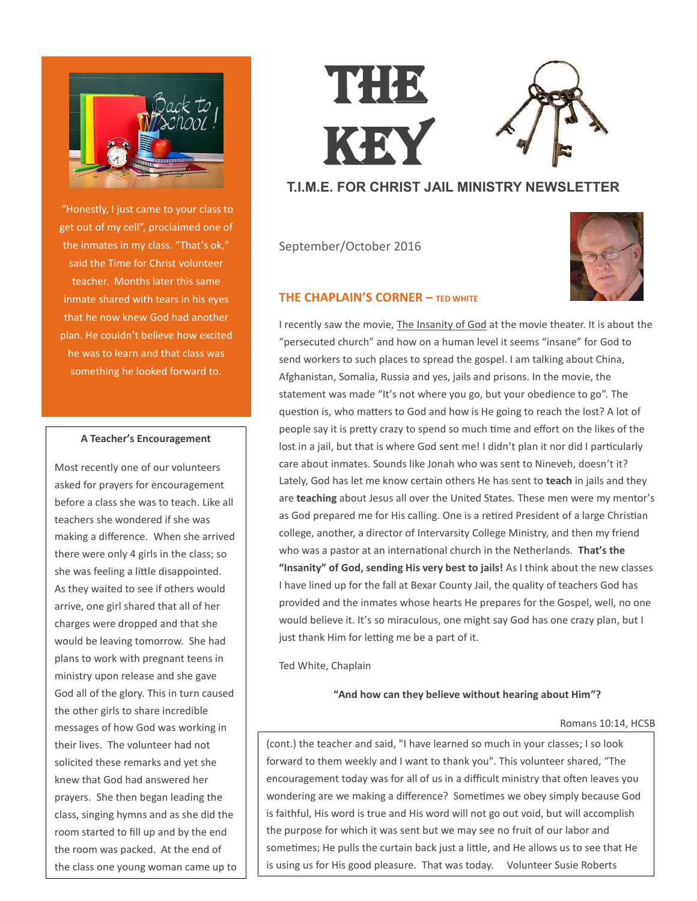# THE KEY

## T.I.M.E. FOR CHRIST JAIL MINISTRY NEWSLETTER

September/October 2016

## THE CHAPLAIN'S CORNER – TED WHITE

I recently saw the movie, The Insanity of God at the movie theater. It is about the "persecuted church" and how on a human level it seems "insane" for God to send workers to such places to spread the gospel. I am talking about China, Afghanistan, Somalia, Russia and yes, jails and prisons. In the movie, the statement was made "It's not where you go, but your obedience to go". The question is, who matters to God and how is He going to reach the lost? A lot of people say it is pretty crazy to spend so much time and effort on the likes of the lost in a jail, but that is where God sent me! I didn't plan it nor did I particularly care about inmates. Sounds like Jonah who was sent to Nineveh, doesn't it? Lately, God has let me know certain others He has sent to **teach** in jails and they are **teaching** about Jesus all over the United States. These men were my mentor's as God prepared me for His calling. One is a retired President of a large Christian college, another, a director of Intervarsity College Ministry, and then my friend who was a pastor at an international church in the Netherlands. **That's the "Insanity" of God, sending His very best to jails!** As I think about the new classes I have lined up for the fall at Bexar County Jail, the quality of teachers God has provided and the inmates whose hearts He prepares for the Gospel, well, no one would believe it. It's so miraculous, one might say God has one crazy plan, but I just thank Him for letting me be a part of it.

Ted White, Chaplain

**"And how can they believe without hearing about Him"?**

Romans 10:14, HCSB

"Honestly, I just came to your class to get out of my cell", proclaimed one of the inmates in my class. "That's ok," said the Time for Christ volunteer teacher. Months later this same inmate shared with tears in his eyes that he now knew God had another plan. He couldn't believe how excited he was to learn and that class was something he looked forward to.

### A Teacher's Encouragement

Most recently one of our volunteers asked for prayers for encouragement before a class she was to teach. Like all teachers she wondered if she was making a difference. When she arrived there were only 4 girls in the class; so she was feeling a little disappointed. As they waited to see if others would arrive, one girl shared that all of her charges were dropped and that she would be leaving tomorrow. She had plans to work with pregnant teens in ministry upon release and she gave God all of the glory. This in turn caused the other girls to share incredible messages of how God was working in their lives. The volunteer had not solicited these remarks and yet she knew that God had answered her prayers. She then began leading the class, singing hymns and as she did the room started to fill up and by the end the room was packed. At the end of the class one young woman came up to

(cont.) the teacher and said, "I have learned so much in your classes; I so look forward to them weekly and I want to thank you". This volunteer shared, "The encouragement today was for all of us in a difficult ministry that often leaves you wondering are we making a difference? Sometimes we obey simply because God is faithful, His word is true and His word will not go out void, but will accomplish the purpose for which it was sent but we may see no fruit of our labor and sometimes; He pulls the curtain back just a little, and He allows us to see that He is using us for His good pleasure. That was today. Volunteer Susie Roberts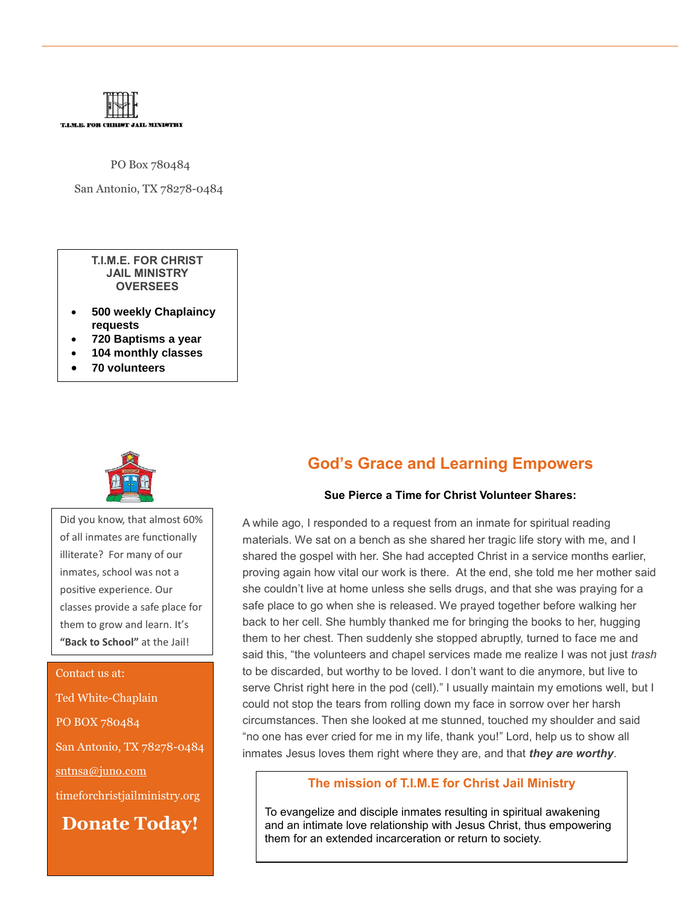T.I.M.E. FOR CHRIST JAIL MINISTRY

PO Box 780484

San Antonio, TX 78278-0484

**T.I.M.E. FOR CHRIST JAIL MINISTRY OVERSEES**

- **500 weekly Chaplaincy requests**
- **720 Baptisms a year**
- **104 monthly classes**
- **70 volunteers**

Did you know, that almost 60% of all inmates are functionally illiterate? For many of our inmates, school was not a positive experience. Our classes provide a safe place for them to grow and learn. It's **"Back to School"** at the Jail!

Contact us at:

Ted White-Chaplain

PO BOX 780484

San Antonio, TX 78278-0484

sntnsa@juno.com

timeforchristjailministry.org

**Donate Today!**

## God's Grace and Learning Empowers

**Sue Pierce a Time for Christ Volunteer Shares:**

A while ago, I responded to a request from an inmate for spiritual reading materials. We sat on a bench as she shared her tragic life story with me, and I shared the gospel with her. She had accepted Christ in a service months earlier, proving again how vital our work is there. At the end, she told me her mother said she couldn't live at home unless she sells drugs, and that she was praying for a safe place to go when she is released. We prayed together before walking her back to her cell. She humbly thanked me for bringing the books to her, hugging them to her chest. Then suddenly she stopped abruptly, turned to face me and said this, "the volunteers and chapel services made me realize I was not just *trash* to be discarded, but worthy to be loved. I don't want to die anymore, but live to serve Christ right here in the pod (cell)." I usually maintain my emotions well, but I could not stop the tears from rolling down my face in sorrow over her harsh circumstances. Then she looked at me stunned, touched my shoulder and said "no one has ever cried for me in my life, thank you!" Lord, help us to show all inmates Jesus loves them right where they are, and that ***they are worthy***.

### The mission of T.I.M.E for Christ Jail Ministry

To evangelize and disciple inmates resulting in spiritual awakening and an intimate love relationship with Jesus Christ, thus empowering them for an extended incarceration or return to society.